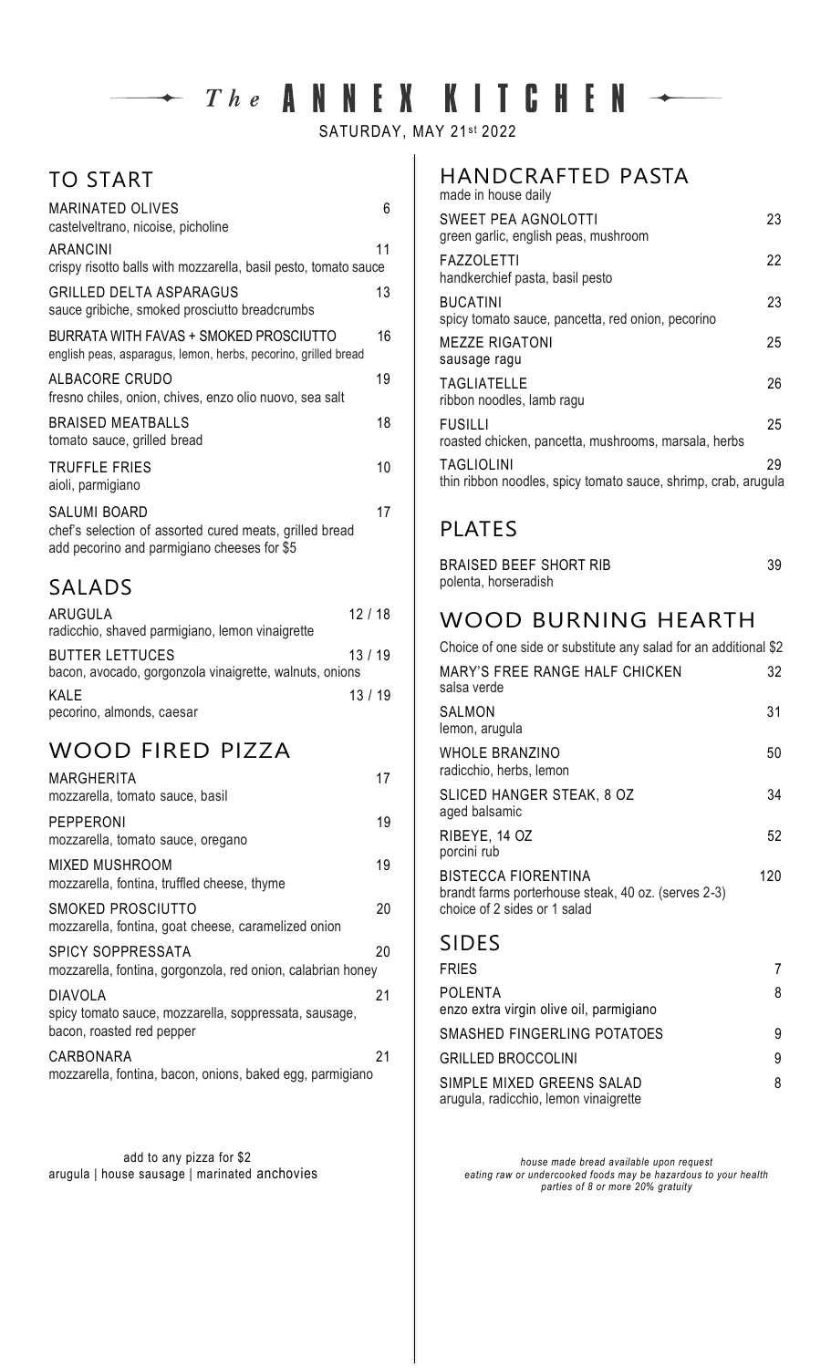# *The* ANNEX KITCHEN

SATURDAY, MAY 21st 2022

## TO START

MARINATED OLIVES — 6
castelveltrano, nicoise, picholine

ARANCINI — 11
crispy risotto balls with mozzarella, basil pesto, tomato sauce

GRILLED DELTA ASPARAGUS — 13
sauce gribiche, smoked prosciutto breadcrumbs

BURRATA WITH FAVAS + SMOKED PROSCIUTTO — 16
english peas, asparagus, lemon, herbs, pecorino, grilled bread

ALBACORE CRUDO — 19
fresno chiles, onion, chives, enzo olio nuovo, sea salt

BRAISED MEATBALLS — 18
tomato sauce, grilled bread

TRUFFLE FRIES — 10
aioli, parmigiano

SALUMI BOARD — 17
chef's selection of assorted cured meats, grilled bread
add pecorino and parmigiano cheeses for $5

## SALADS

ARUGULA — 12 / 18
radicchio, shaved parmigiano, lemon vinaigrette

BUTTER LETTUCES — 13 / 19
bacon, avocado, gorgonzola vinaigrette, walnuts, onions

KALE — 13 / 19
pecorino, almonds, caesar

## WOOD FIRED PIZZA

MARGHERITA — 17
mozzarella, tomato sauce, basil

PEPPERONI — 19
mozzarella, tomato sauce, oregano

MIXED MUSHROOM — 19
mozzarella, fontina, truffled cheese, thyme

SMOKED PROSCIUTTO — 20
mozzarella, fontina, goat cheese, caramelized onion

SPICY SOPPRESSATA — 20
mozzarella, fontina, gorgonzola, red onion, calabrian honey

DIAVOLA — 21
spicy tomato sauce, mozzarella, soppressata, sausage, bacon, roasted red pepper

CARBONARA — 21
mozzarella, fontina, bacon, onions, baked egg, parmigiano

add to any pizza for $2
arugula | house sausage | marinated anchovies

## HANDCRAFTED PASTA

made in house daily

SWEET PEA AGNOLOTTI — 23
green garlic, english peas, mushroom

FAZZOLETTI — 22
handkerchief pasta, basil pesto

BUCATINI — 23
spicy tomato sauce, pancetta, red onion, pecorino

MEZZE RIGATONI — 25
sausage ragu

TAGLIATELLE — 26
ribbon noodles, lamb ragu

FUSILLI — 25
roasted chicken, pancetta, mushrooms, marsala, herbs

TAGLIOLINI — 29
thin ribbon noodles, spicy tomato sauce, shrimp, crab, arugula

## PLATES

BRAISED BEEF SHORT RIB — 39
polenta, horseradish

## WOOD BURNING HEARTH

Choice of one side or substitute any salad for an additional $2

MARY'S FREE RANGE HALF CHICKEN — 32
salsa verde

SALMON — 31
lemon, arugula

WHOLE BRANZINO — 50
radicchio, herbs, lemon

SLICED HANGER STEAK, 8 OZ — 34
aged balsamic

RIBEYE, 14 OZ — 52
porcini rub

BISTECCA FIORENTINA — 120
brandt farms porterhouse steak, 40 oz. (serves 2-3)
choice of 2 sides or 1 salad

## SIDES

FRIES — 7

POLENTA — 8
enzo extra virgin olive oil, parmigiano

SMASHED FINGERLING POTATOES — 9

GRILLED BROCCOLINI — 9

SIMPLE MIXED GREENS SALAD — 8
arugula, radicchio, lemon vinaigrette

*house made bread available upon request*
*eating raw or undercooked foods may be hazardous to your health*
*parties of 8 or more 20% gratuity*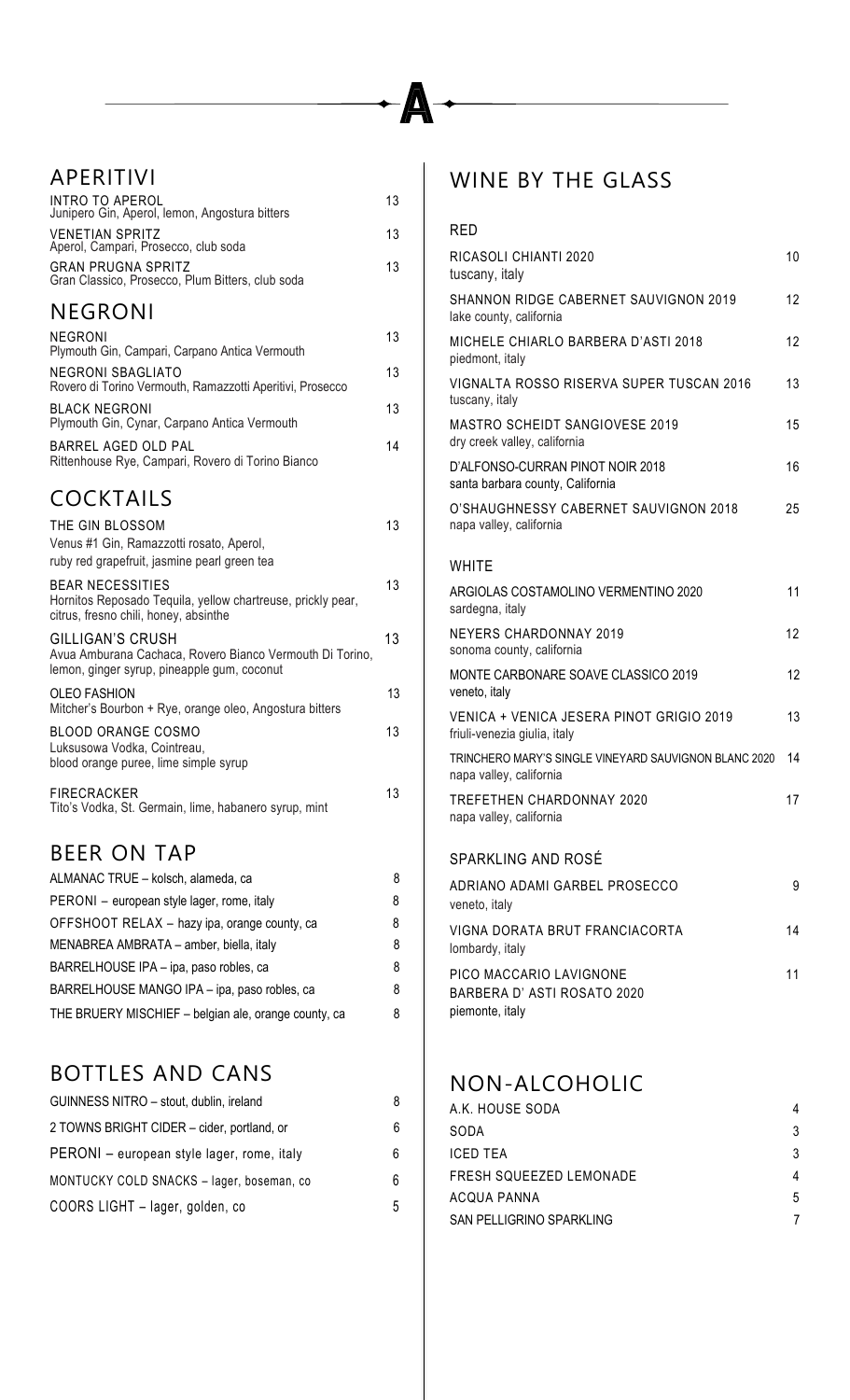A

## APERITIVI

| | |
|---|---|
| INTRO TO APEROL<br>Junipero Gin, Aperol, lemon, Angostura bitters | 13 |
| VENETIAN SPRITZ<br>Aperol, Campari, Prosecco, club soda | 13 |
| GRAN PRUGNA SPRITZ<br>Gran Classico, Prosecco, Plum Bitters, club soda | 13 |

## NEGRONI

| | |
|---|---|
| NEGRONI<br>Plymouth Gin, Campari, Carpano Antica Vermouth | 13 |
| NEGRONI SBAGLIATO<br>Rovero di Torino Vermouth, Ramazzotti Aperitivi, Prosecco | 13 |
| BLACK NEGRONI<br>Plymouth Gin, Cynar, Carpano Antica Vermouth | 13 |
| BARREL AGED OLD PAL<br>Rittenhouse Rye, Campari, Rovero di Torino Bianco | 14 |

## COCKTAILS

| | |
|---|---|
| THE GIN BLOSSOM<br>Venus #1 Gin, Ramazzotti rosato, Aperol, ruby red grapefruit, jasmine pearl green tea | 13 |
| BEAR NECESSITIES<br>Hornitos Reposado Tequila, yellow chartreuse, prickly pear, citrus, fresno chili, honey, absinthe | 13 |
| GILLIGAN'S CRUSH<br>Avua Amburana Cachaca, Rovero Bianco Vermouth Di Torino, lemon, ginger syrup, pineapple gum, coconut | 13 |
| OLEO FASHION<br>Mitcher's Bourbon + Rye, orange oleo, Angostura bitters | 13 |
| BLOOD ORANGE COSMO<br>Luksusowa Vodka, Cointreau, blood orange puree, lime simple syrup | 13 |
| FIRECRACKER<br>Tito's Vodka, St. Germain, lime, habanero syrup, mint | 13 |

## BEER ON TAP

| | |
|---|---|
| ALMANAC TRUE – kolsch, alameda, ca | 8 |
| PERONI – european style lager, rome, italy | 8 |
| OFFSHOOT RELAX – hazy ipa, orange county, ca | 8 |
| MENABREA AMBRATA – amber, biella, italy | 8 |
| BARRELHOUSE IPA – ipa, paso robles, ca | 8 |
| BARRELHOUSE MANGO IPA – ipa, paso robles, ca | 8 |
| THE BRUERY MISCHIEF – belgian ale, orange county, ca | 8 |

## BOTTLES AND CANS

| | |
|---|---|
| GUINNESS NITRO – stout, dublin, ireland | 8 |
| 2 TOWNS BRIGHT CIDER – cider, portland, or | 6 |
| PERONI – european style lager, rome, italy | 6 |
| MONTUCKY COLD SNACKS – lager, boseman, co | 6 |
| COORS LIGHT – lager, golden, co | 5 |

## WINE BY THE GLASS

### RED

| | |
|---|---|
| RICASOLI CHIANTI 2020<br>tuscany, italy | 10 |
| SHANNON RIDGE CABERNET SAUVIGNON 2019<br>lake county, california | 12 |
| MICHELE CHIARLO BARBERA D'ASTI 2018<br>piedmont, italy | 12 |
| VIGNALTA ROSSO RISERVA SUPER TUSCAN 2016<br>tuscany, italy | 13 |
| MASTRO SCHEIDT SANGIOVESE 2019<br>dry creek valley, california | 15 |
| D'ALFONSO-CURRAN PINOT NOIR 2018<br>santa barbara county, California | 16 |
| O'SHAUGHNESSY CABERNET SAUVIGNON 2018<br>napa valley, california | 25 |

### WHITE

| | |
|---|---|
| ARGIOLAS COSTAMOLINO VERMENTINO 2020<br>sardegna, italy | 11 |
| NEYERS CHARDONNAY 2019<br>sonoma county, california | 12 |
| MONTE CARBONARE SOAVE CLASSICO 2019<br>veneto, italy | 12 |
| VENICA + VENICA JESERA PINOT GRIGIO 2019<br>friuli-venezia giulia, italy | 13 |
| TRINCHERO MARY'S SINGLE VINEYARD SAUVIGNON BLANC 2020<br>napa valley, california | 14 |
| TREFETHEN CHARDONNAY 2020<br>napa valley, california | 17 |

### SPARKLING AND ROSÉ

| | |
|---|---|
| ADRIANO ADAMI GARBEL PROSECCO<br>veneto, italy | 9 |
| VIGNA DORATA BRUT FRANCIACORTA<br>lombardy, italy | 14 |
| PICO MACCARIO LAVIGNONE<br>BARBERA D' ASTI ROSATO 2020<br>piemonte, italy | 11 |

## NON-ALCOHOLIC

| | |
|---|---|
| A.K. HOUSE SODA | 4 |
| SODA | 3 |
| ICED TEA | 3 |
| FRESH SQUEEZED LEMONADE | 4 |
| ACQUA PANNA | 5 |
| SAN PELLIGRINO SPARKLING | 7 |